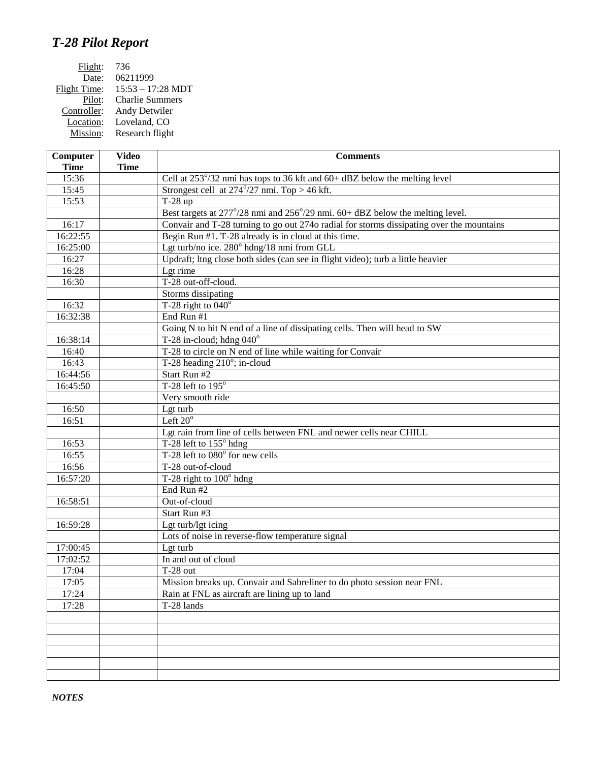# *T-28 Pilot Report*

Flight: 736
Date: 06211999
Flight Time: 15:53 – 17:28 MDT
Pilot: Charlie Summers
Controller: Andy Detwiler
Location: Loveland, CO
Mission: Research flight

| Computer Time | Video Time | Comments |
|---|---|---|
| 15:36 | | Cell at 253°/32 nmi has tops to 36 kft and 60+ dBZ below the melting level |
| 15:45 | | Strongest cell at 274°/27 nmi. Top > 46 kft. |
| 15:53 | | T-28 up |
| | | Best targets at 277°/28 nmi and 256°/29 nmi. 60+ dBZ below the melting level. |
| 16:17 | | Convair and T-28 turning to go out 274o radial for storms dissipating over the mountains |
| 16:22:55 | | Begin Run #1. T-28 already is in cloud at this time. |
| 16:25:00 | | Lgt turb/no ice. 280° hdng/18 nmi from GLL |
| 16:27 | | Updraft; ltng close both sides (can see in flight video); turb a little heavier |
| 16:28 | | Lgt rime |
| 16:30 | | T-28 out-off-cloud. |
| | | Storms dissipating |
| 16:32 | | T-28 right to 040° |
| 16:32:38 | | End Run #1 |
| | | Going N to hit N end of a line of dissipating cells. Then will head to SW |
| 16:38:14 | | T-28 in-cloud; hdng 040° |
| 16:40 | | T-28 to circle on N end of line while waiting for Convair |
| 16:43 | | T-28 heading 210°; in-cloud |
| 16:44:56 | | Start Run #2 |
| 16:45:50 | | T-28 left to 195° |
| | | Very smooth ride |
| 16:50 | | Lgt turb |
| 16:51 | | Left 20° |
| | | Lgt rain from line of cells between FNL and newer cells near CHILL |
| 16:53 | | T-28 left to 155° hdng |
| 16:55 | | T-28 left to 080° for new cells |
| 16:56 | | T-28 out-of-cloud |
| 16:57:20 | | T-28 right to 100° hdng |
| | | End Run #2 |
| 16:58:51 | | Out-of-cloud |
| | | Start Run #3 |
| 16:59:28 | | Lgt turb/lgt icing |
| | | Lots of noise in reverse-flow temperature signal |
| 17:00:45 | | Lgt turb |
| 17:02:52 | | In and out of cloud |
| 17:04 | | T-28 out |
| 17:05 | | Mission breaks up. Convair and Sabreliner to do photo session near FNL |
| 17:24 | | Rain at FNL as aircraft are lining up to land |
| 17:28 | | T-28 lands |
| | | |
| | | |
| | | |
| | | |
| | | |
| | | |

***NOTES***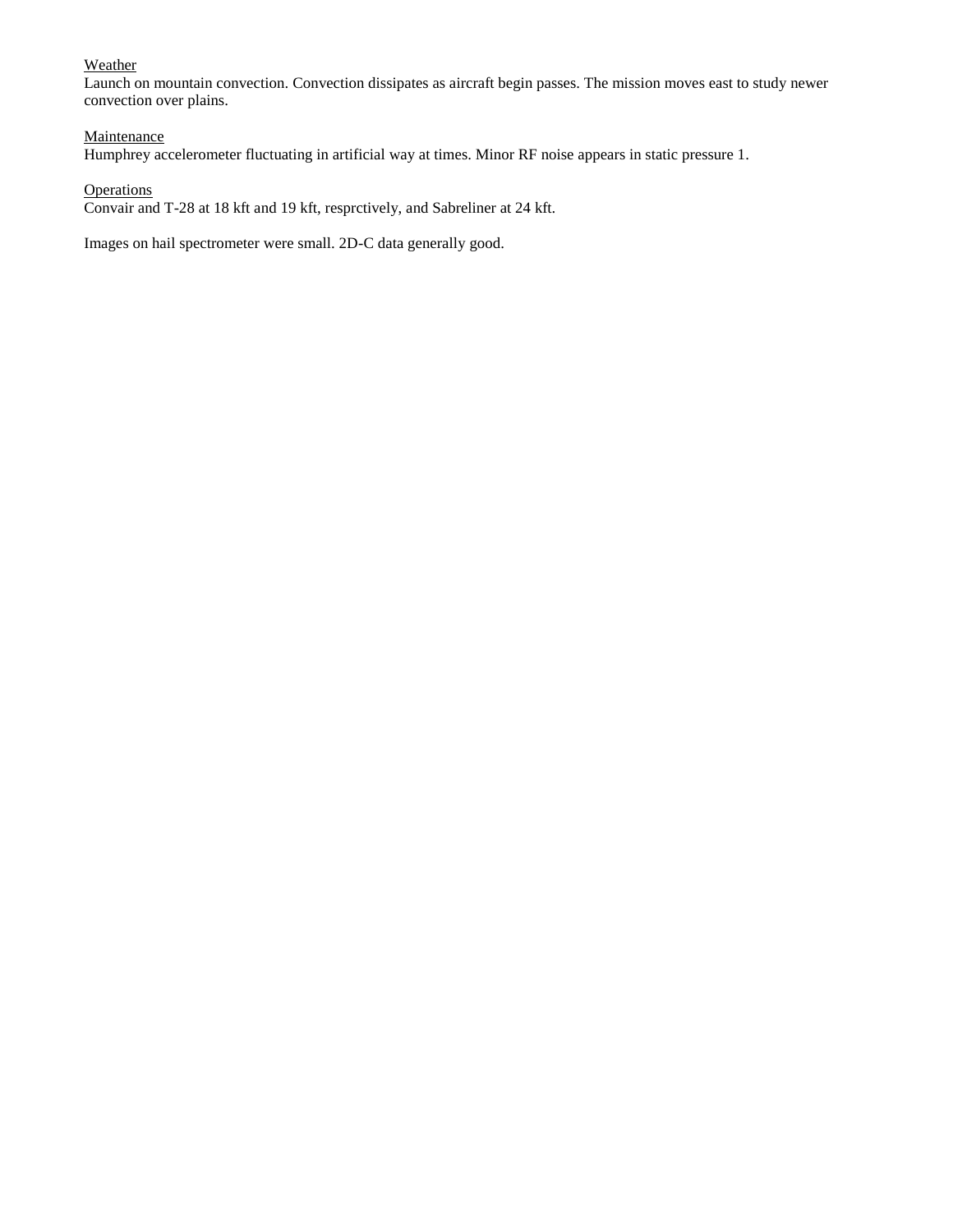<u>Weather</u>
Launch on mountain convection. Convection dissipates as aircraft begin passes. The mission moves east to study newer convection over plains.

<u>Maintenance</u>
Humphrey accelerometer fluctuating in artificial way at times. Minor RF noise appears in static pressure 1.

<u>Operations</u>
Convair and T-28 at 18 kft and 19 kft, resprctively, and Sabreliner at 24 kft.

Images on hail spectrometer were small. 2D-C data generally good.